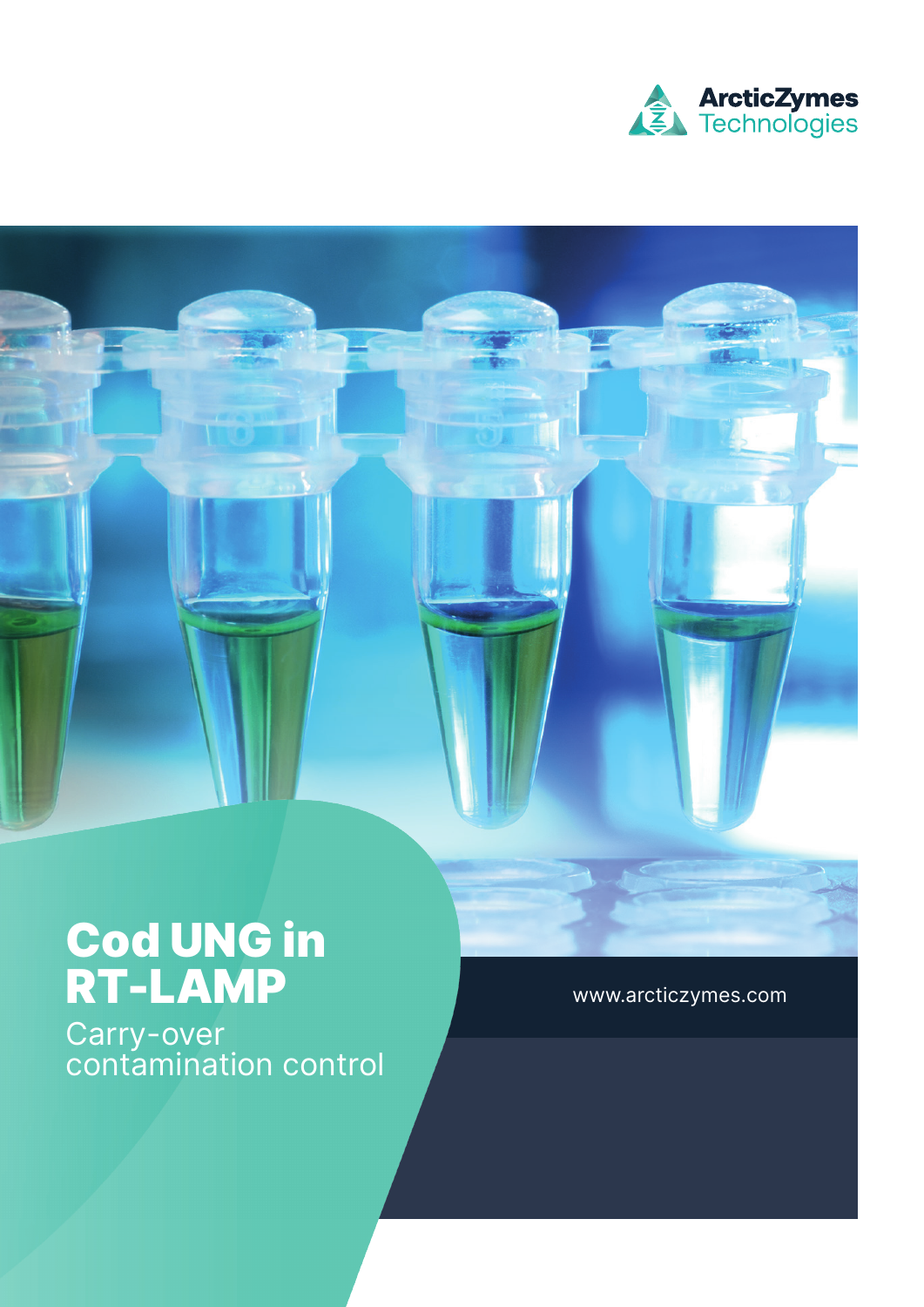ArcticZymes Technologies

# Cod UNG in RT-LAMP

Carry-over contamination control

www.arcticzymes.com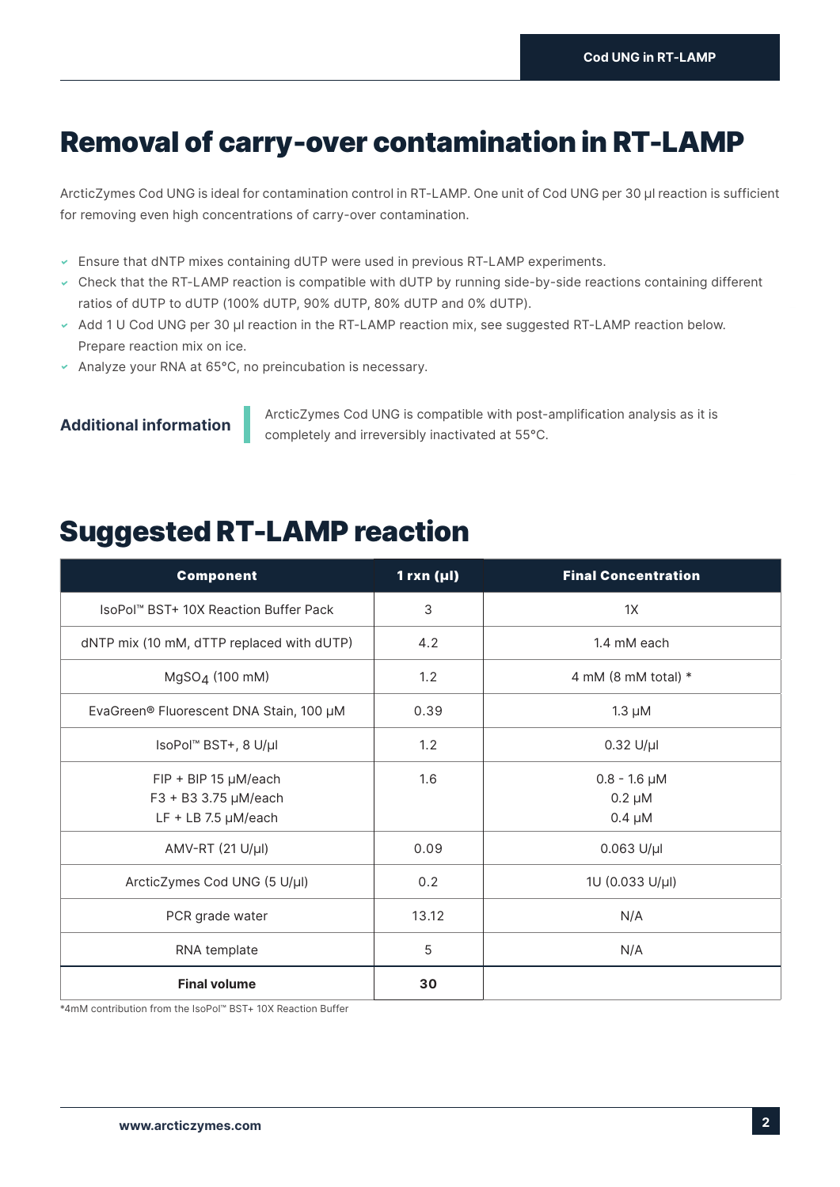# Removal of carry-over contamination in RT-LAMP

ArcticZymes Cod UNG is ideal for contamination control in RT-LAMP. One unit of Cod UNG per 30 µl reaction is sufficient for removing even high concentrations of carry-over contamination.

- Ensure that dNTP mixes containing dUTP were used in previous RT-LAMP experiments.
- Check that the RT-LAMP reaction is compatible with dUTP by running side-by-side reactions containing different ratios of dUTP to dUTP (100% dUTP, 90% dUTP, 80% dUTP and 0% dUTP).
- Add 1 U Cod UNG per 30 µl reaction in the RT-LAMP reaction mix, see suggested RT-LAMP reaction below. Prepare reaction mix on ice.
- Analyze your RNA at 65°C, no preincubation is necessary.

**Additional information**

ArcticZymes Cod UNG is compatible with post-amplification analysis as it is completely and irreversibly inactivated at 55°C.

# Suggested RT-LAMP reaction

| Component | 1 rxn (µl) | Final Concentration |
|---|---|---|
| IsoPol™ BST+ 10X Reaction Buffer Pack | 3 | 1X |
| dNTP mix (10 mM, dTTP replaced with dUTP) | 4.2 | 1.4 mM each |
| $MgSO_4$ (100 mM) | 1.2 | 4 mM (8 mM total) * |
| EvaGreen® Fluorescent DNA Stain, 100 µM | 0.39 | 1.3 µM |
| IsoPol™ BST+, 8 U/µl | 1.2 | 0.32 U/µl |
| FIP + BIP 15 µM/each<br>F3 + B3 3.75 µM/each<br>LF + LB 7.5 µM/each | 1.6 | 0.8 - 1.6 µM<br>0.2 µM<br>0.4 µM |
| AMV-RT (21 U/µl) | 0.09 | 0.063 U/µl |
| ArcticZymes Cod UNG (5 U/µl) | 0.2 | 1U (0.033 U/µl) |
| PCR grade water | 13.12 | N/A |
| RNA template | 5 | N/A |
| **Final volume** | **30** | |

*4mM contribution from the IsoPol™ BST+ 10X Reaction Buffer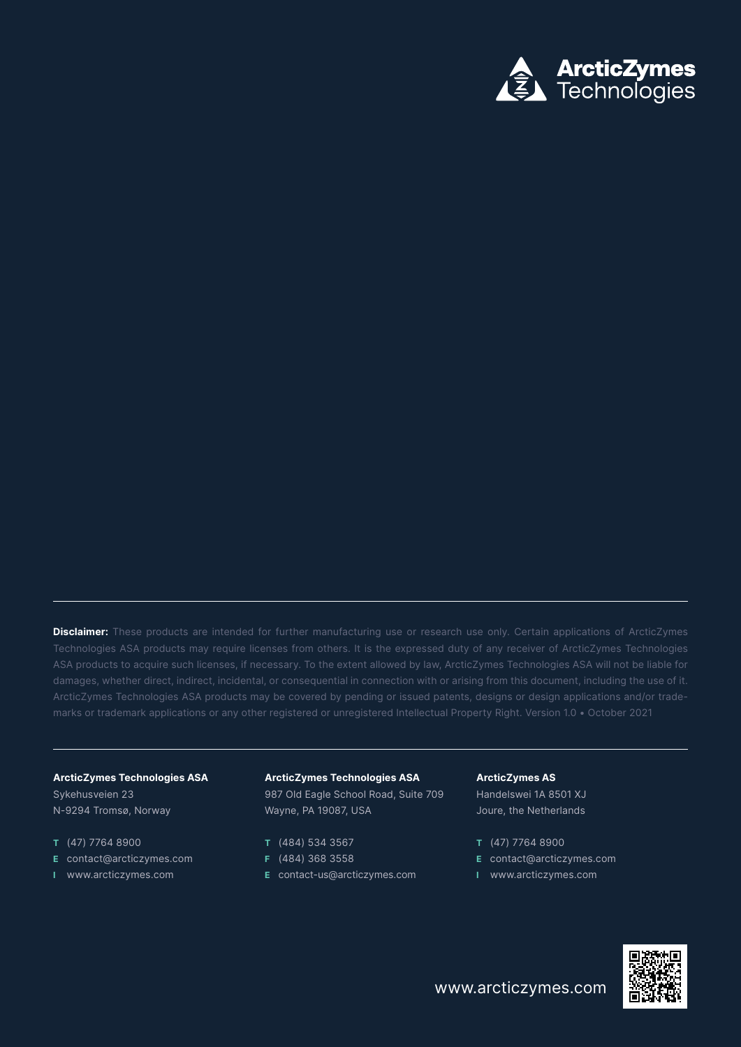ArcticZymes Technologies

**Disclaimer:** These products are intended for further manufacturing use or research use only. Certain applications of ArcticZymes Technologies ASA products may require licenses from others. It is the expressed duty of any receiver of ArcticZymes Technologies ASA products to acquire such licenses, if necessary. To the extent allowed by law, ArcticZymes Technologies ASA will not be liable for damages, whether direct, indirect, incidental, or consequential in connection with or arising from this document, including the use of it. ArcticZymes Technologies ASA products may be covered by pending or issued patents, designs or design applications and/or trademarks or trademark applications or any other registered or unregistered Intellectual Property Right. Version 1.0 • October 2021

**ArcticZymes Technologies ASA**
Sykehusveien 23
N-9294 Tromsø, Norway

**T** (47) 7764 8900
**E** contact@arcticzymes.com
**I** www.arcticzymes.com

**ArcticZymes Technologies ASA**
987 Old Eagle School Road, Suite 709
Wayne, PA 19087, USA

**T** (484) 534 3567
**F** (484) 368 3558
**E** contact-us@arcticzymes.com

**ArcticZymes AS**
Handelswei 1A 8501 XJ
Joure, the Netherlands

**T** (47) 7764 8900
**E** contact@arcticzymes.com
**I** www.arcticzymes.com

www.arcticzymes.com